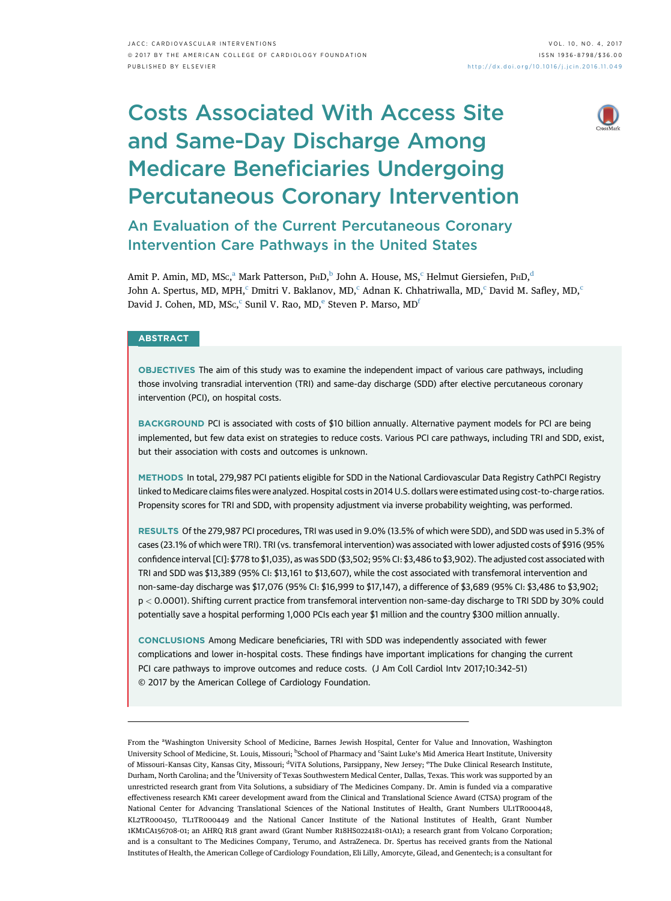# Costs Associated With Access Site and Same-Day Discharge Among Medicare Beneficiaries Undergoing Percutaneous Coronary Intervention

## An Evaluation of the Current Percutaneous Coronary Intervention Care Pathways in the United States

Amit P. Amin, MD, MSc,[a] Mark Patterson, PhD,[b] John A. House, MS,[c] Helmut Giersiefen, PhD,[d] John A. Spertus, MD, MPH,[c] Dmitri V. Baklanov, MD,[c] Adnan K. Chhatriwalla, MD,[c] David M. Safley, MD,[c] David J. Cohen, MD, MSc,[c] Sunil V. Rao, MD,[e] Steven P. Marso, MD[f]

## ABSTRACT

**OBJECTIVES** The aim of this study was to examine the independent impact of various care pathways, including those involving transradial intervention (TRI) and same-day discharge (SDD) after elective percutaneous coronary intervention (PCI), on hospital costs.

**BACKGROUND** PCI is associated with costs of $10 billion annually. Alternative payment models for PCI are being implemented, but few data exist on strategies to reduce costs. Various PCI care pathways, including TRI and SDD, exist, but their association with costs and outcomes is unknown.

**METHODS** In total, 279,987 PCI patients eligible for SDD in the National Cardiovascular Data Registry CathPCI Registry linked to Medicare claims files were analyzed. Hospital costs in 2014 U.S. dollars were estimated using cost-to-charge ratios. Propensity scores for TRI and SDD, with propensity adjustment via inverse probability weighting, was performed.

**RESULTS** Of the 279,987 PCI procedures, TRI was used in 9.0% (13.5% of which were SDD), and SDD was used in 5.3% of cases (23.1% of which were TRI). TRI (vs. transfemoral intervention) was associated with lower adjusted costs of $916 (95% confidence interval [CI]: $778 to $1,035), as was SDD ($3,502; 95% CI: $3,486 to $3,902). The adjusted cost associated with TRI and SDD was $13,389 (95% CI: $13,161 to $13,607), while the cost associated with transfemoral intervention and non-same-day discharge was $17,076 (95% CI: $16,999 to $17,147), a difference of $3,689 (95% CI: $3,486 to $3,902; $p < 0.0001$). Shifting current practice from transfemoral intervention non-same-day discharge to TRI SDD by 30% could potentially save a hospital performing 1,000 PCIs each year $1 million and the country $300 million annually.

**CONCLUSIONS** Among Medicare beneficiaries, TRI with SDD was independently associated with fewer complications and lower in-hospital costs. These findings have important implications for changing the current PCI care pathways to improve outcomes and reduce costs. (J Am Coll Cardiol Intv 2017;10:342–51) © 2017 by the American College of Cardiology Foundation.

---

From the [a]Washington University School of Medicine, Barnes Jewish Hospital, Center for Value and Innovation, Washington University School of Medicine, St. Louis, Missouri; [b]School of Pharmacy and [c]Saint Luke's Mid America Heart Institute, University of Missouri-Kansas City, Kansas City, Missouri; [d]ViTA Solutions, Parsippany, New Jersey; [e]The Duke Clinical Research Institute, Durham, North Carolina; and the [f]University of Texas Southwestern Medical Center, Dallas, Texas. This work was supported by an unrestricted research grant from Vita Solutions, a subsidiary of The Medicines Company. Dr. Amin is funded via a comparative effectiveness research KM1 career development award from the Clinical and Translational Science Award (CTSA) program of the National Center for Advancing Translational Sciences of the National Institutes of Health, Grant Numbers UL1TR000448, KL2TR000450, TL1TR000449 and the National Cancer Institute of the National Institutes of Health, Grant Number 1KM1CA156708-01; an AHRQ R18 grant award (Grant Number R18HS0224181-01A1); a research grant from Volcano Corporation; and is a consultant to The Medicines Company, Terumo, and AstraZeneca. Dr. Spertus has received grants from the National Institutes of Health, the American College of Cardiology Foundation, Eli Lilly, Amorcyte, Gilead, and Genentech; is a consultant for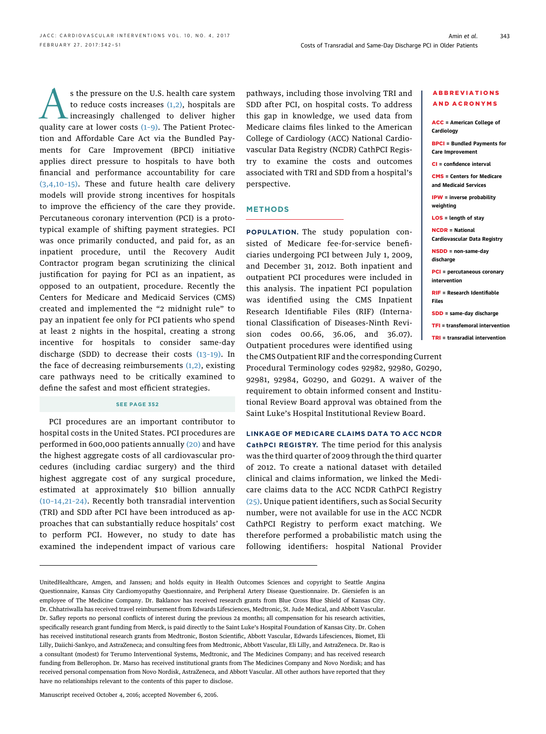As the pressure on the U.S. health care system to reduce costs increases (1,2), hospitals are increasingly challenged to deliver higher quality care at lower costs (1–9). The Patient Protection and Affordable Care Act via the Bundled Payments for Care Improvement (BPCI) initiative applies direct pressure to hospitals to have both financial and performance accountability for care (3,4,10–15). These and future health care delivery models will provide strong incentives for hospitals to improve the efficiency of the care they provide. Percutaneous coronary intervention (PCI) is a prototypical example of shifting payment strategies. PCI was once primarily conducted, and paid for, as an inpatient procedure, until the Recovery Audit Contractor program began scrutinizing the clinical justification for paying for PCI as an inpatient, as opposed to an outpatient, procedure. Recently the Centers for Medicare and Medicaid Services (CMS) created and implemented the "2 midnight rule" to pay an inpatient fee only for PCI patients who spend at least 2 nights in the hospital, creating a strong incentive for hospitals to consider same-day discharge (SDD) to decrease their costs (13–19). In the face of decreasing reimbursements (1,2), existing care pathways need to be critically examined to define the safest and most efficient strategies.

SEE PAGE 352

PCI procedures are an important contributor to hospital costs in the United States. PCI procedures are performed in 600,000 patients annually (20) and have the highest aggregate costs of all cardiovascular procedures (including cardiac surgery) and the third highest aggregate cost of any surgical procedure, estimated at approximately $10 billion annually (10–14,21–24). Recently both transradial intervention (TRI) and SDD after PCI have been introduced as approaches that can substantially reduce hospitals' cost to perform PCI. However, no study to date has examined the independent impact of various care pathways, including those involving TRI and SDD after PCI, on hospital costs. To address this gap in knowledge, we used data from Medicare claims files linked to the American College of Cardiology (ACC) National Cardiovascular Data Registry (NCDR) CathPCI Registry to examine the costs and outcomes associated with TRI and SDD from a hospital's perspective.

## METHODS

**POPULATION.** The study population consisted of Medicare fee-for-service beneficiaries undergoing PCI between July 1, 2009, and December 31, 2012. Both inpatient and outpatient PCI procedures were included in this analysis. The inpatient PCI population was identified using the CMS Inpatient Research Identifiable Files (RIF) (International Classification of Diseases-Ninth Revision codes 00.66, 36.06, and 36.07). Outpatient procedures were identified using the CMS Outpatient RIF and the corresponding Current Procedural Terminology codes 92982, 92980, G0290, 92981, 92984, G0290, and G0291. A waiver of the requirement to obtain informed consent and Institutional Review Board approval was obtained from the Saint Luke's Hospital Institutional Review Board.

**LINKAGE OF MEDICARE CLAIMS DATA TO ACC NCDR CathPCI REGISTRY.** The time period for this analysis was the third quarter of 2009 through the third quarter of 2012. To create a national dataset with detailed clinical and claims information, we linked the Medicare claims data to the ACC NCDR CathPCI Registry (25). Unique patient identifiers, such as Social Security number, were not available for use in the ACC NCDR CathPCI Registry to perform exact matching. We therefore performed a probabilistic match using the following identifiers: hospital National Provider

**ABBREVIATIONS AND ACRONYMS**

**ACC** = American College of Cardiology

**BPCI** = Bundled Payments for Care Improvement

**CI** = confidence interval

**CMS** = Centers for Medicare and Medicaid Services

**IPW** = inverse probability weighting

**LOS** = length of stay

**NCDR** = National Cardiovascular Data Registry

**NSDD** = non-same-day discharge

**PCI** = percutaneous coronary intervention

**RIF** = Research Identifiable Files

**SDD** = same-day discharge

**TFI** = transfemoral intervention

**TRI** = transradial intervention

---

UnitedHealthcare, Amgen, and Janssen; and holds equity in Health Outcomes Sciences and copyright to Seattle Angina Questionnaire, Kansas City Cardiomyopathy Questionnaire, and Peripheral Artery Disease Questionnaire. Dr. Giersiefen is an employee of The Medicine Company. Dr. Baklanov has received research grants from Blue Cross Blue Shield of Kansas City. Dr. Chhatriwalla has received travel reimbursement from Edwards Lifesciences, Medtronic, St. Jude Medical, and Abbott Vascular. Dr. Safley reports no personal conflicts of interest during the previous 24 months; all compensation for his research activities, specifically research grant funding from Merck, is paid directly to the Saint Luke's Hospital Foundation of Kansas City. Dr. Cohen has received institutional research grants from Medtronic, Boston Scientific, Abbott Vascular, Edwards Lifesciences, Biomet, Eli Lilly, Daiichi-Sankyo, and AstraZeneca; and consulting fees from Medtronic, Abbott Vascular, Eli Lilly, and AstraZeneca. Dr. Rao is a consultant (modest) for Terumo Interventional Systems, Medtronic, and The Medicines Company; and has received research funding from Bellerophon. Dr. Marso has received institutional grants from The Medicines Company and Novo Nordisk; and has received personal compensation from Novo Nordisk, AstraZeneca, and Abbott Vascular. All other authors have reported that they have no relationships relevant to the contents of this paper to disclose.

Manuscript received October 4, 2016; accepted November 6, 2016.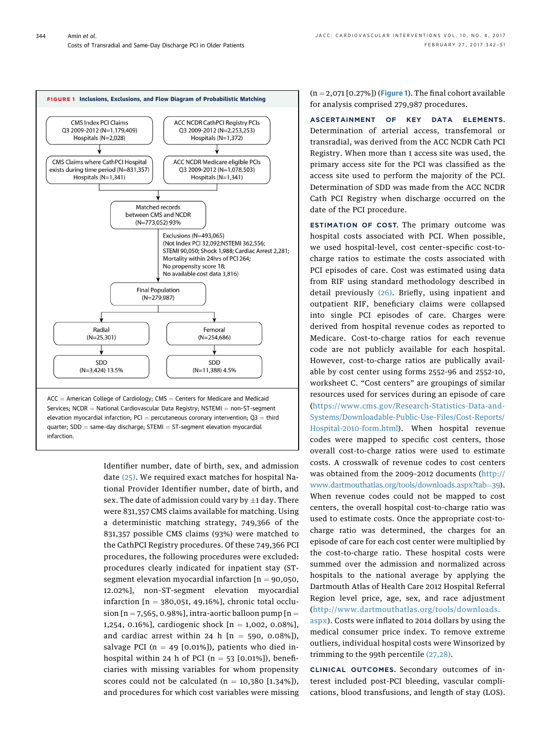**FIGURE 1 Inclusions, Exclusions, and Flow Diagram of Probabilistic Matching**

CMS Index PCI Claims
Q3 2009-2012 (N=1,179,409)
Hospitals (N=2,028)

ACC NCDR CathPCI Registry PCIs
Q3 2009-2012 (N=2,253,253)
Hospitals (N=1,372)

CMS Claims where CathPCI Hospital exists during time period (N=831,357)
Hospitals (N=1,341)

ACC NCDR Medicare eligible PCIs
Q3 2009-2012 (N=1,078,503)
Hospitals (N=1,341)

Matched records between CMS and NCDR
(N=773,052) 93%

Exclusions (N=493,065)
(Not Index PCI 32,092;NSTEMI 362,556;
STEMI 90,050; Shock 1,988; Cardiac Arrest 2,281;
Mortality within 24hrs of PCI 264;
No propensity score 18;
No available cost data 3,816)

Final Population
(N=279,987)

Radial
(N=25,301)

Femoral
(N=254,686)

SDD
(N=3,424) 13.5%

SDD
(N=11,388) 4.5%

ACC = American College of Cardiology; CMS = Centers for Medicare and Medicaid Services; NCDR = National Cardiovascular Data Registry; NSTEMI = non-ST-segment elevation myocardial infarction; PCI = percutaneous coronary intervention; Q3 = third quarter; SDD = same-day discharge; STEMI = ST-segment elevation myocardial infarction.

Identifier number, date of birth, sex, and admission date (25). We required exact matches for hospital National Provider Identifier number, date of birth, and sex. The date of admission could vary by ±1 day. There were 831,357 CMS claims available for matching. Using a deterministic matching strategy, 749,366 of the 831,357 possible CMS claims (93%) were matched to the CathPCI Registry procedures. Of these 749,366 PCI procedures, the following procedures were excluded: procedures clearly indicated for inpatient stay (ST-segment elevation myocardial infarction [n = 90,050, 12.02%], non-ST-segment elevation myocardial infarction [n = 380,051, 49.16%], chronic total occlusion [n = 7,565, 0.98%], intra-aortic balloon pump [n = 1,254, 0.16%], cardiogenic shock [n = 1,002, 0.08%], and cardiac arrest within 24 h [n = 590, 0.08%]), salvage PCI (n = 49 [0.01%]), patients who died in-hospital within 24 h of PCI (n = 53 [0.01%]), beneficiaries with missing variables for whom propensity scores could not be calculated (n = 10,380 [1.34%]), and procedures for which cost variables were missing (n = 2,071 [0.27%]) (Figure 1). The final cohort available for analysis comprised 279,987 procedures.

**ASCERTAINMENT OF KEY DATA ELEMENTS.** Determination of arterial access, transfemoral or transradial, was derived from the ACC NCDR Cath PCI Registry. When more than 1 access site was used, the primary access site for the PCI was classified as the access site used to perform the majority of the PCI. Determination of SDD was made from the ACC NCDR Cath PCI Registry when discharge occurred on the date of the PCI procedure.

**ESTIMATION OF COST.** The primary outcome was hospital costs associated with PCI. When possible, we used hospital-level, cost center-specific cost-to-charge ratios to estimate the costs associated with PCI episodes of care. Cost was estimated using data from RIF using standard methodology described in detail previously (26). Briefly, using inpatient and outpatient RIF, beneficiary claims were collapsed into single PCI episodes of care. Charges were derived from hospital revenue codes as reported to Medicare. Cost-to-charge ratios for each revenue code are not publicly available for each hospital. However, cost-to-charge ratios are publically available by cost center using forms 2552-96 and 2552-10, worksheet C. "Cost centers" are groupings of similar resources used for services during an episode of care (https://www.cms.gov/Research-Statistics-Data-and-Systems/Downloadable-Public-Use-Files/Cost-Reports/Hospital-2010-form.html). When hospital revenue codes were mapped to specific cost centers, those overall cost-to-charge ratios were used to estimate costs. A crosswalk of revenue codes to cost centers was obtained from the 2009-2012 documents (http://www.dartmouthatlas.org/tools/downloads.aspx?tab=39). When revenue codes could not be mapped to cost centers, the overall hospital cost-to-charge ratio was used to estimate costs. Once the appropriate cost-to-charge ratio was determined, the charges for an episode of care for each cost center were multiplied by the cost-to-charge ratio. These hospital costs were summed over the admission and normalized across hospitals to the national average by applying the Dartmouth Atlas of Health Care 2012 Hospital Referral Region level price, age, sex, and race adjustment (http://www.dartmouthatlas.org/tools/downloads.aspx). Costs were inflated to 2014 dollars by using the medical consumer price index. To remove extreme outliers, individual hospital costs were Winsorized by trimming to the 99th percentile (27,28).

**CLINICAL OUTCOMES.** Secondary outcomes of interest included post-PCI bleeding, vascular complications, blood transfusions, and length of stay (LOS).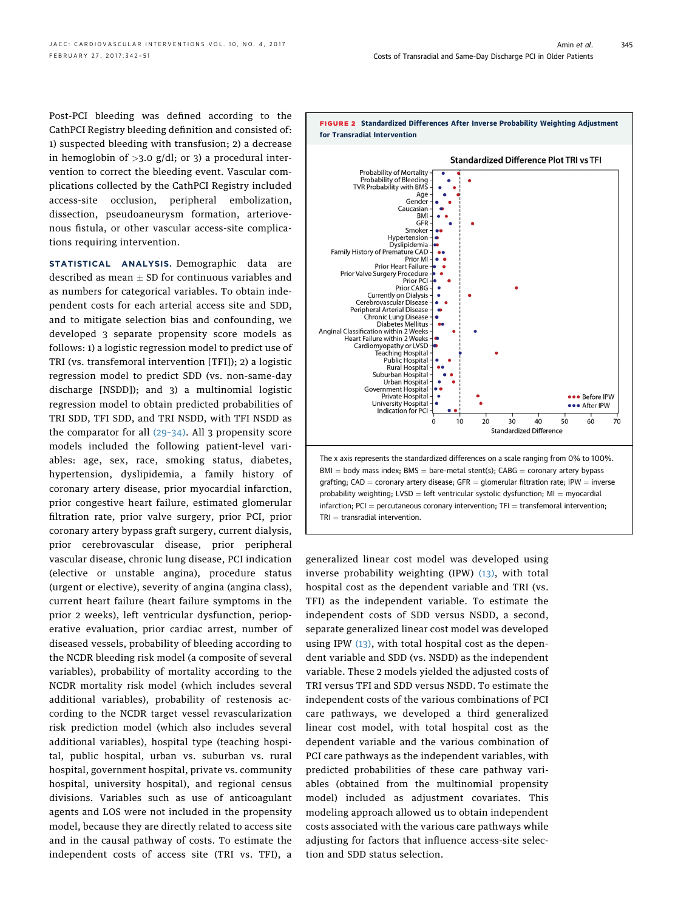Post-PCI bleeding was defined according to the CathPCI Registry bleeding definition and consisted of: 1) suspected bleeding with transfusion; 2) a decrease in hemoglobin of >3.0 g/dl; or 3) a procedural intervention to correct the bleeding event. Vascular complications collected by the CathPCI Registry included access-site occlusion, peripheral embolization, dissection, pseudoaneurysm formation, arteriovenous fistula, or other vascular access-site complications requiring intervention.

**STATISTICAL ANALYSIS.** Demographic data are described as mean ± SD for continuous variables and as numbers for categorical variables. To obtain independent costs for each arterial access site and SDD, and to mitigate selection bias and confounding, we developed 3 separate propensity score models as follows: 1) a logistic regression model to predict use of TRI (vs. transfemoral intervention [TFI]); 2) a logistic regression model to predict SDD (vs. non-same-day discharge [NSDD]); and 3) a multinomial logistic regression model to obtain predicted probabilities of TRI SDD, TFI SDD, and TRI NSDD, with TFI NSDD as the comparator for all (29–34). All 3 propensity score models included the following patient-level variables: age, sex, race, smoking status, diabetes, hypertension, dyslipidemia, a family history of coronary artery disease, prior myocardial infarction, prior congestive heart failure, estimated glomerular filtration rate, prior valve surgery, prior PCI, prior coronary artery bypass graft surgery, current dialysis, prior cerebrovascular disease, prior peripheral vascular disease, chronic lung disease, PCI indication (elective or unstable angina), procedure status (urgent or elective), severity of angina (angina class), current heart failure (heart failure symptoms in the prior 2 weeks), left ventricular dysfunction, perioperative evaluation, prior cardiac arrest, number of diseased vessels, probability of bleeding according to the NCDR bleeding risk model (a composite of several variables), probability of mortality according to the NCDR mortality risk model (which includes several additional variables), probability of restenosis according to the NCDR target vessel revascularization risk prediction model (which also includes several additional variables), hospital type (teaching hospital, public hospital, urban vs. suburban vs. rural hospital, government hospital, private vs. community hospital, university hospital), and regional census divisions. Variables such as use of anticoagulant agents and LOS were not included in the propensity model, because they are directly related to access site and in the causal pathway of costs. To estimate the independent costs of access site (TRI vs. TFI), a generalized linear cost model was developed using inverse probability weighting (IPW) (13), with total hospital cost as the dependent variable and TRI (vs. TFI) as the independent variable. To estimate the independent costs of SDD versus NSDD, a second, separate generalized linear cost model was developed using IPW (13), with total hospital cost as the dependent variable and SDD (vs. NSDD) as the independent variable. These 2 models yielded the adjusted costs of TRI versus TFI and SDD versus NSDD. To estimate the independent costs of the various combinations of PCI care pathways, we developed a third generalized linear cost model, with total hospital cost as the dependent variable and the various combination of PCI care pathways as the independent variables, with predicted probabilities of these care pathway variables (obtained from the multinomial propensity model) included as adjustment covariates. This modeling approach allowed us to obtain independent costs associated with the various care pathways while adjusting for factors that influence access-site selection and SDD status selection.

**FIGURE 2** Standardized Differences After Inverse Probability Weighting Adjustment for Transradial Intervention

The x axis represents the standardized differences on a scale ranging from 0% to 100%. BMI = body mass index; BMS = bare-metal stent(s); CABG = coronary artery bypass grafting; CAD = coronary artery disease; GFR = glomerular filtration rate; IPW = inverse probability weighting; LVSD = left ventricular systolic dysfunction; MI = myocardial infarction; PCI = percutaneous coronary intervention; TFI = transfemoral intervention; TRI = transradial intervention.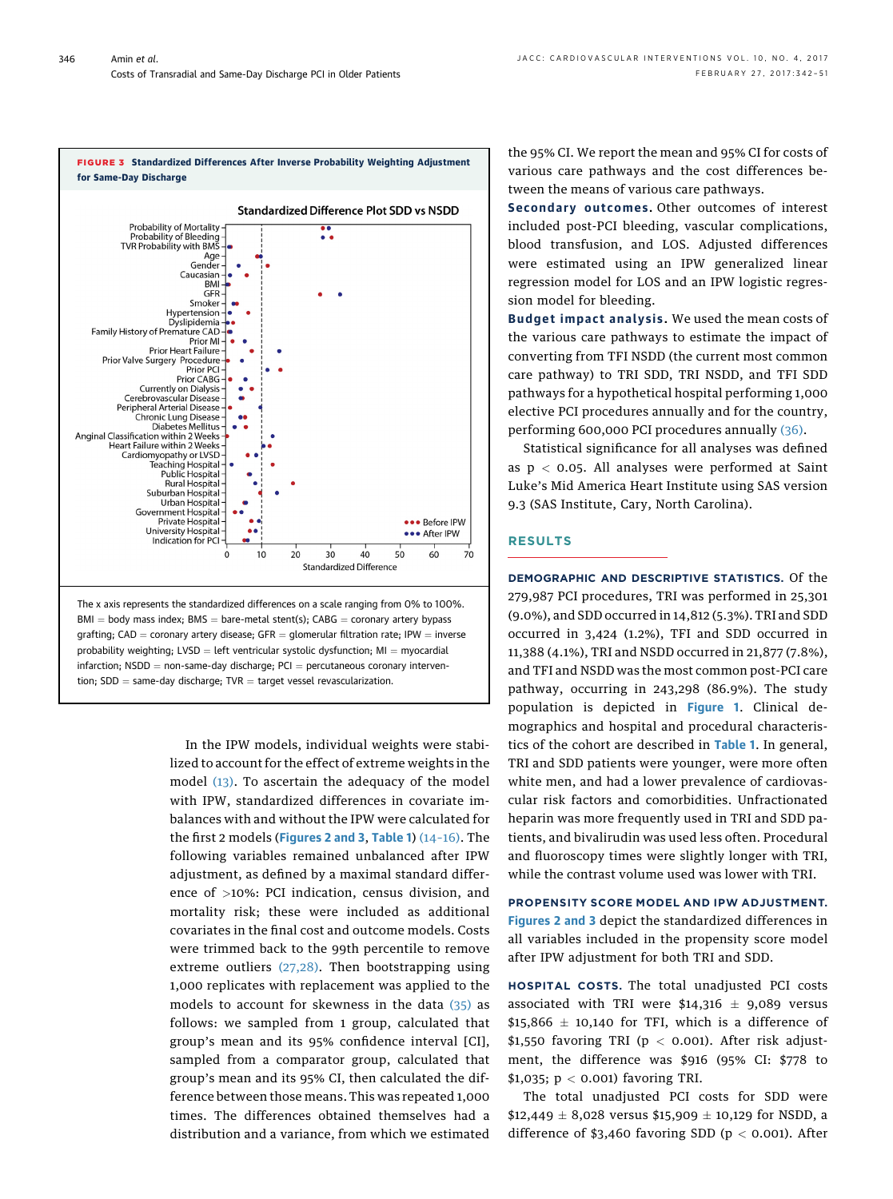**FIGURE 3 Standardized Differences After Inverse Probability Weighting Adjustment for Same-Day Discharge**

The x axis represents the standardized differences on a scale ranging from 0% to 100%. BMI = body mass index; BMS = bare-metal stent(s); CABG = coronary artery bypass grafting; CAD = coronary artery disease; GFR = glomerular filtration rate; IPW = inverse probability weighting; LVSD = left ventricular systolic dysfunction; MI = myocardial infarction; NSDD = non-same-day discharge; PCI = percutaneous coronary intervention; SDD = same-day discharge; TVR = target vessel revascularization.

In the IPW models, individual weights were stabilized to account for the effect of extreme weights in the model (13). To ascertain the adequacy of the model with IPW, standardized differences in covariate imbalances with and without the IPW were calculated for the first 2 models (Figures 2 and 3, Table 1) (14–16). The following variables remained unbalanced after IPW adjustment, as defined by a maximal standard difference of >10%: PCI indication, census division, and mortality risk; these were included as additional covariates in the final cost and outcome models. Costs were trimmed back to the 99th percentile to remove extreme outliers (27,28). Then bootstrapping using 1,000 replicates with replacement was applied to the models to account for skewness in the data (35) as follows: we sampled from 1 group, calculated that group's mean and its 95% confidence interval [CI], sampled from a comparator group, calculated that group's mean and its 95% CI, then calculated the difference between those means. This was repeated 1,000 times. The differences obtained themselves had a distribution and a variance, from which we estimated the 95% CI. We report the mean and 95% CI for costs of various care pathways and the cost differences between the means of various care pathways.

**Secondary outcomes.** Other outcomes of interest included post-PCI bleeding, vascular complications, blood transfusion, and LOS. Adjusted differences were estimated using an IPW generalized linear regression model for LOS and an IPW logistic regression model for bleeding.

**Budget impact analysis.** We used the mean costs of the various care pathways to estimate the impact of converting from TFI NSDD (the current most common care pathway) to TRI SDD, TRI NSDD, and TFI SDD pathways for a hypothetical hospital performing 1,000 elective PCI procedures annually and for the country, performing 600,000 PCI procedures annually (36).

Statistical significance for all analyses was defined as $p < 0.05$. All analyses were performed at Saint Luke's Mid America Heart Institute using SAS version 9.3 (SAS Institute, Cary, North Carolina).

## RESULTS

**DEMOGRAPHIC AND DESCRIPTIVE STATISTICS.** Of the 279,987 PCI procedures, TRI was performed in 25,301 (9.0%), and SDD occurred in 14,812 (5.3%). TRI and SDD occurred in 3,424 (1.2%), TFI and SDD occurred in 11,388 (4.1%), TRI and NSDD occurred in 21,877 (7.8%), and TFI and NSDD was the most common post-PCI care pathway, occurring in 243,298 (86.9%). The study population is depicted in Figure 1. Clinical demographics and hospital and procedural characteristics of the cohort are described in Table 1. In general, TRI and SDD patients were younger, were more often white men, and had a lower prevalence of cardiovascular risk factors and comorbidities. Unfractionated heparin was more frequently used in TRI and SDD patients, and bivalirudin was used less often. Procedural and fluoroscopy times were slightly longer with TRI, while the contrast volume used was lower with TRI.

**PROPENSITY SCORE MODEL AND IPW ADJUSTMENT.** Figures 2 and 3 depict the standardized differences in all variables included in the propensity score model after IPW adjustment for both TRI and SDD.

**HOSPITAL COSTS.** The total unadjusted PCI costs associated with TRI were $14,316 ± 9,089 versus $15,866 ± 10,140 for TFI, which is a difference of $1,550 favoring TRI ($p < 0.001$). After risk adjustment, the difference was $916 (95% CI: $778 to $1,035; $p < 0.001$) favoring TRI.

The total unadjusted PCI costs for SDD were $12,449 ± 8,028 versus $15,909 ± 10,129 for NSDD, a difference of $3,460 favoring SDD ($p < 0.001$). After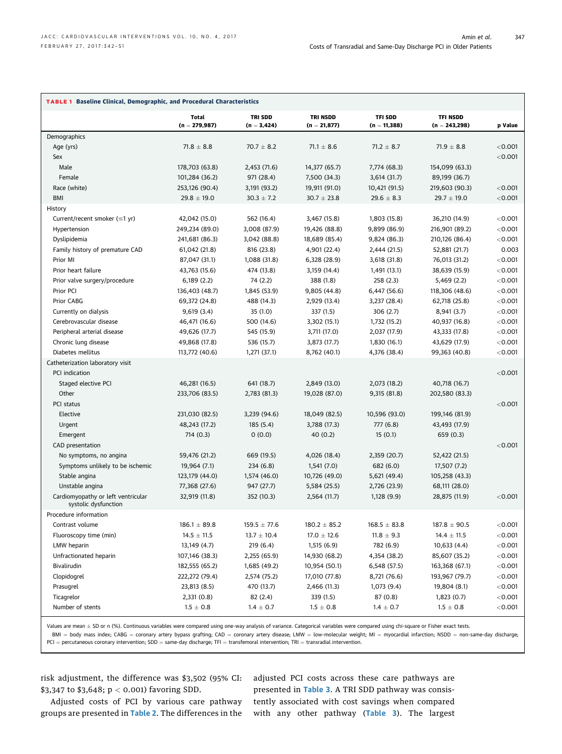**TABLE 1 Baseline Clinical, Demographic, and Procedural Characteristics**

| | Total (n = 279,987) | TRI SDD (n = 3,424) | TRI NSDD (n = 21,877) | TFI SDD (n = 11,388) | TFI NSDD (n = 243,298) | p Value |
|---|---|---|---|---|---|---|
| Demographics | | | | | | |
| Age (yrs) | 71.8 ± 8.8 | 70.7 ± 8.2 | 71.1 ± 8.6 | 71.2 ± 8.7 | 71.9 ± 8.8 | <0.001 |
| Sex | | | | | | <0.001 |
| Male | 178,703 (63.8) | 2,453 (71.6) | 14,377 (65.7) | 7,774 (68.3) | 154,099 (63.3) | |
| Female | 101,284 (36.2) | 971 (28.4) | 7,500 (34.3) | 3,614 (31.7) | 89,199 (36.7) | |
| Race (white) | 253,126 (90.4) | 3,191 (93.2) | 19,911 (91.0) | 10,421 (91.5) | 219,603 (90.3) | <0.001 |
| BMI | 29.8 ± 19.0 | 30.3 ± 7.2 | 30.7 ± 23.8 | 29.6 ± 8.3 | 29.7 ± 19.0 | <0.001 |
| History | | | | | | |
| Current/recent smoker (≤1 yr) | 42,042 (15.0) | 562 (16.4) | 3,467 (15.8) | 1,803 (15.8) | 36,210 (14.9) | <0.001 |
| Hypertension | 249,234 (89.0) | 3,008 (87.9) | 19,426 (88.8) | 9,899 (86.9) | 216,901 (89.2) | <0.001 |
| Dyslipidemia | 241,681 (86.3) | 3,042 (88.8) | 18,689 (85.4) | 9,824 (86.3) | 210,126 (86.4) | <0.001 |
| Family history of premature CAD | 61,042 (21.8) | 816 (23.8) | 4,901 (22.4) | 2,444 (21.5) | 52,881 (21.7) | 0.003 |
| Prior MI | 87,047 (31.1) | 1,088 (31.8) | 6,328 (28.9) | 3,618 (31.8) | 76,013 (31.2) | <0.001 |
| Prior heart failure | 43,763 (15.6) | 474 (13.8) | 3,159 (14.4) | 1,491 (13.1) | 38,639 (15.9) | <0.001 |
| Prior valve surgery/procedure | 6,189 (2.2) | 74 (2.2) | 388 (1.8) | 258 (2.3) | 5,469 (2.2) | <0.001 |
| Prior PCI | 136,403 (48.7) | 1,845 (53.9) | 9,805 (44.8) | 6,447 (56.6) | 118,306 (48.6) | <0.001 |
| Prior CABG | 69,372 (24.8) | 488 (14.3) | 2,929 (13.4) | 3,237 (28.4) | 62,718 (25.8) | <0.001 |
| Currently on dialysis | 9,619 (3.4) | 35 (1.0) | 337 (1.5) | 306 (2.7) | 8,941 (3.7) | <0.001 |
| Cerebrovascular disease | 46,471 (16.6) | 500 (14.6) | 3,302 (15.1) | 1,732 (15.2) | 40,937 (16.8) | <0.001 |
| Peripheral arterial disease | 49,626 (17.7) | 545 (15.9) | 3,711 (17.0) | 2,037 (17.9) | 43,333 (17.8) | <0.001 |
| Chronic lung disease | 49,868 (17.8) | 536 (15.7) | 3,873 (17.7) | 1,830 (16.1) | 43,629 (17.9) | <0.001 |
| Diabetes mellitus | 113,772 (40.6) | 1,271 (37.1) | 8,762 (40.1) | 4,376 (38.4) | 99,363 (40.8) | <0.001 |
| Catheterization laboratory visit | | | | | | |
| PCI indication | | | | | | <0.001 |
| Staged elective PCI | 46,281 (16.5) | 641 (18.7) | 2,849 (13.0) | 2,073 (18.2) | 40,718 (16.7) | |
| Other | 233,706 (83.5) | 2,783 (81.3) | 19,028 (87.0) | 9,315 (81.8) | 202,580 (83.3) | |
| PCI status | | | | | | <0.001 |
| Elective | 231,030 (82.5) | 3,239 (94.6) | 18,049 (82.5) | 10,596 (93.0) | 199,146 (81.9) | |
| Urgent | 48,243 (17.2) | 185 (5.4) | 3,788 (17.3) | 777 (6.8) | 43,493 (17.9) | |
| Emergent | 714 (0.3) | 0 (0.0) | 40 (0.2) | 15 (0.1) | 659 (0.3) | |
| CAD presentation | | | | | | <0.001 |
| No symptoms, no angina | 59,476 (21.2) | 669 (19.5) | 4,026 (18.4) | 2,359 (20.7) | 52,422 (21.5) | |
| Symptoms unlikely to be ischemic | 19,964 (7.1) | 234 (6.8) | 1,541 (7.0) | 682 (6.0) | 17,507 (7.2) | |
| Stable angina | 123,179 (44.0) | 1,574 (46.0) | 10,726 (49.0) | 5,621 (49.4) | 105,258 (43.3) | |
| Unstable angina | 77,368 (27.6) | 947 (27.7) | 5,584 (25.5) | 2,726 (23.9) | 68,111 (28.0) | |
| Cardiomyopathy or left ventricular systolic dysfunction | 32,919 (11.8) | 352 (10.3) | 2,564 (11.7) | 1,128 (9.9) | 28,875 (11.9) | <0.001 |
| Procedure information | | | | | | |
| Contrast volume | 186.1 ± 89.8 | 159.5 ± 77.6 | 180.2 ± 85.2 | 168.5 ± 83.8 | 187.8 ± 90.5 | <0.001 |
| Fluoroscopy time (min) | 14.5 ± 11.5 | 13.7 ± 10.4 | 17.0 ± 12.6 | 11.8 ± 9.3 | 14.4 ± 11.5 | <0.001 |
| LMW heparin | 13,149 (4.7) | 219 (6.4) | 1,515 (6.9) | 782 (6.9) | 10,633 (4.4) | <0.001 |
| Unfractionated heparin | 107,146 (38.3) | 2,255 (65.9) | 14,930 (68.2) | 4,354 (38.2) | 85,607 (35.2) | <0.001 |
| Bivalirudin | 182,555 (65.2) | 1,685 (49.2) | 10,954 (50.1) | 6,548 (57.5) | 163,368 (67.1) | <0.001 |
| Clopidogrel | 222,272 (79.4) | 2,574 (75.2) | 17,010 (77.8) | 8,721 (76.6) | 193,967 (79.7) | <0.001 |
| Prasugrel | 23,813 (8.5) | 470 (13.7) | 2,466 (11.3) | 1,073 (9.4) | 19,804 (8.1) | <0.001 |
| Ticagrelor | 2,331 (0.8) | 82 (2.4) | 339 (1.5) | 87 (0.8) | 1,823 (0.7) | <0.001 |
| Number of stents | 1.5 ± 0.8 | 1.4 ± 0.7 | 1.5 ± 0.8 | 1.4 ± 0.7 | 1.5 ± 0.8 | <0.001 |

Values are mean ± SD or n (%). Continuous variables were compared using one-way analysis of variance. Categorical variables were compared using chi-square or Fisher exact tests.

BMI = body mass index; CABG = coronary artery bypass grafting; CAD = coronary artery disease; LMW = low-molecular weight; MI = myocardial infarction; NSDD = non-same-day discharge; PCI = percutaneous coronary intervention; SDD = same-day discharge; TFI = transfemoral intervention; TRI = transradial intervention.

risk adjustment, the difference was $3,502 (95% CI: $3,347 to $3,648; $p < 0.001$) favoring SDD.

Adjusted costs of PCI by various care pathway groups are presented in Table 2. The differences in the adjusted PCI costs across these care pathways are presented in Table 3. A TRI SDD pathway was consistently associated with cost savings when compared with any other pathway (Table 3). The largest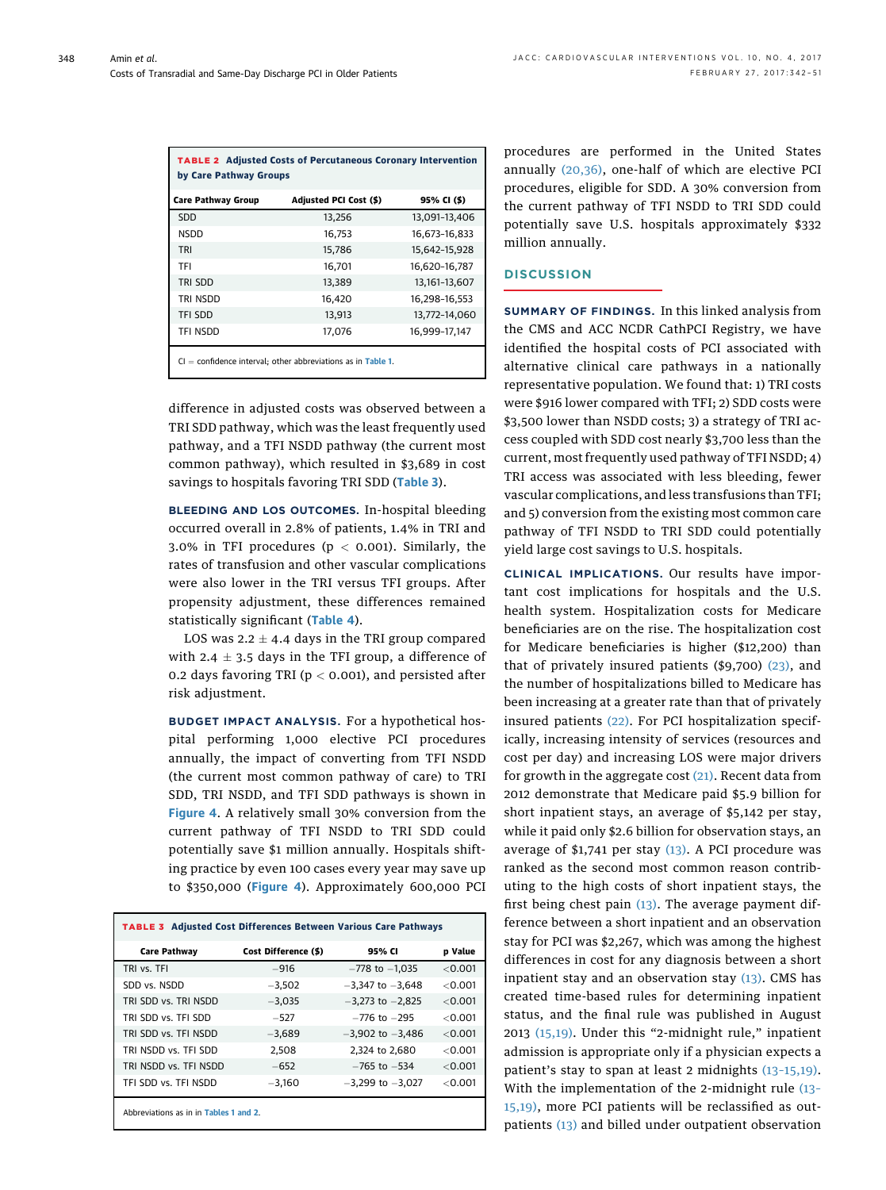**TABLE 2 Adjusted Costs of Percutaneous Coronary Intervention by Care Pathway Groups**

| Care Pathway Group | Adjusted PCI Cost ($) | 95% CI ($) |
|---|---|---|
| SDD | 13,256 | 13,091–13,406 |
| NSDD | 16,753 | 16,673–16,833 |
| TRI | 15,786 | 15,642–15,928 |
| TFI | 16,701 | 16,620–16,787 |
| TRI SDD | 13,389 | 13,161–13,607 |
| TRI NSDD | 16,420 | 16,298–16,553 |
| TFI SDD | 13,913 | 13,772–14,060 |
| TFI NSDD | 17,076 | 16,999–17,147 |

CI = confidence interval; other abbreviations as in Table 1.

difference in adjusted costs was observed between a TRI SDD pathway, which was the least frequently used pathway, and a TFI NSDD pathway (the current most common pathway), which resulted in $3,689 in cost savings to hospitals favoring TRI SDD (Table 3).

**BLEEDING AND LOS OUTCOMES.** In-hospital bleeding occurred overall in 2.8% of patients, 1.4% in TRI and 3.0% in TFI procedures ($p < 0.001$). Similarly, the rates of transfusion and other vascular complications were also lower in the TRI versus TFI groups. After propensity adjustment, these differences remained statistically significant (Table 4).

LOS was $2.2 \pm 4.4$ days in the TRI group compared with $2.4 \pm 3.5$ days in the TFI group, a difference of 0.2 days favoring TRI ($p < 0.001$), and persisted after risk adjustment.

**BUDGET IMPACT ANALYSIS.** For a hypothetical hospital performing 1,000 elective PCI procedures annually, the impact of converting from TFI NSDD (the current most common pathway of care) to TRI SDD, TRI NSDD, and TFI SDD pathways is shown in Figure 4. A relatively small 30% conversion from the current pathway of TFI NSDD to TRI SDD could potentially save $1 million annually. Hospitals shifting practice by even 100 cases every year may save up to $350,000 (Figure 4). Approximately 600,000 PCI procedures are performed in the United States annually (20,36), one-half of which are elective PCI procedures, eligible for SDD. A 30% conversion from the current pathway of TFI NSDD to TRI SDD could potentially save U.S. hospitals approximately $332 million annually.

**TABLE 3 Adjusted Cost Differences Between Various Care Pathways**

| Care Pathway | Cost Difference ($) | 95% CI | p Value |
|---|---|---|---|
| TRI vs. TFI | −916 | −778 to −1,035 | <0.001 |
| SDD vs. NSDD | −3,502 | −3,347 to −3,648 | <0.001 |
| TRI SDD vs. TRI NSDD | −3,035 | −3,273 to −2,825 | <0.001 |
| TRI SDD vs. TFI SDD | −527 | −776 to −295 | <0.001 |
| TRI SDD vs. TFI NSDD | −3,689 | −3,902 to −3,486 | <0.001 |
| TRI NSDD vs. TFI SDD | 2,508 | 2,324 to 2,680 | <0.001 |
| TRI NSDD vs. TFI NSDD | −652 | −765 to −534 | <0.001 |
| TFI SDD vs. TFI NSDD | −3,160 | −3,299 to −3,027 | <0.001 |

Abbreviations as in in Tables 1 and 2.

## DISCUSSION

**SUMMARY OF FINDINGS.** In this linked analysis from the CMS and ACC NCDR CathPCI Registry, we have identified the hospital costs of PCI associated with alternative clinical care pathways in a nationally representative population. We found that: 1) TRI costs were $916 lower compared with TFI; 2) SDD costs were $3,500 lower than NSDD costs; 3) a strategy of TRI access coupled with SDD cost nearly $3,700 less than the current, most frequently used pathway of TFI NSDD; 4) TRI access was associated with less bleeding, fewer vascular complications, and less transfusions than TFI; and 5) conversion from the existing most common care pathway of TFI NSDD to TRI SDD could potentially yield large cost savings to U.S. hospitals.

**CLINICAL IMPLICATIONS.** Our results have important cost implications for hospitals and the U.S. health system. Hospitalization costs for Medicare beneficiaries are on the rise. The hospitalization cost for Medicare beneficiaries is higher ($12,200) than that of privately insured patients ($9,700) (23), and the number of hospitalizations billed to Medicare has been increasing at a greater rate than that of privately insured patients (22). For PCI hospitalization specifically, increasing intensity of services (resources and cost per day) and increasing LOS were major drivers for growth in the aggregate cost (21). Recent data from 2012 demonstrate that Medicare paid $5.9 billion for short inpatient stays, an average of $5,142 per stay, while it paid only $2.6 billion for observation stays, an average of $1,741 per stay (13). A PCI procedure was ranked as the second most common reason contributing to the high costs of short inpatient stays, the first being chest pain (13). The average payment difference between a short inpatient and an observation stay for PCI was $2,267, which was among the highest differences in cost for any diagnosis between a short inpatient stay and an observation stay (13). CMS has created time-based rules for determining inpatient status, and the final rule was published in August 2013 (15,19). Under this "2-midnight rule," inpatient admission is appropriate only if a physician expects a patient's stay to span at least 2 midnights (13–15,19). With the implementation of the 2-midnight rule (13–15,19), more PCI patients will be reclassified as outpatients (13) and billed under outpatient observation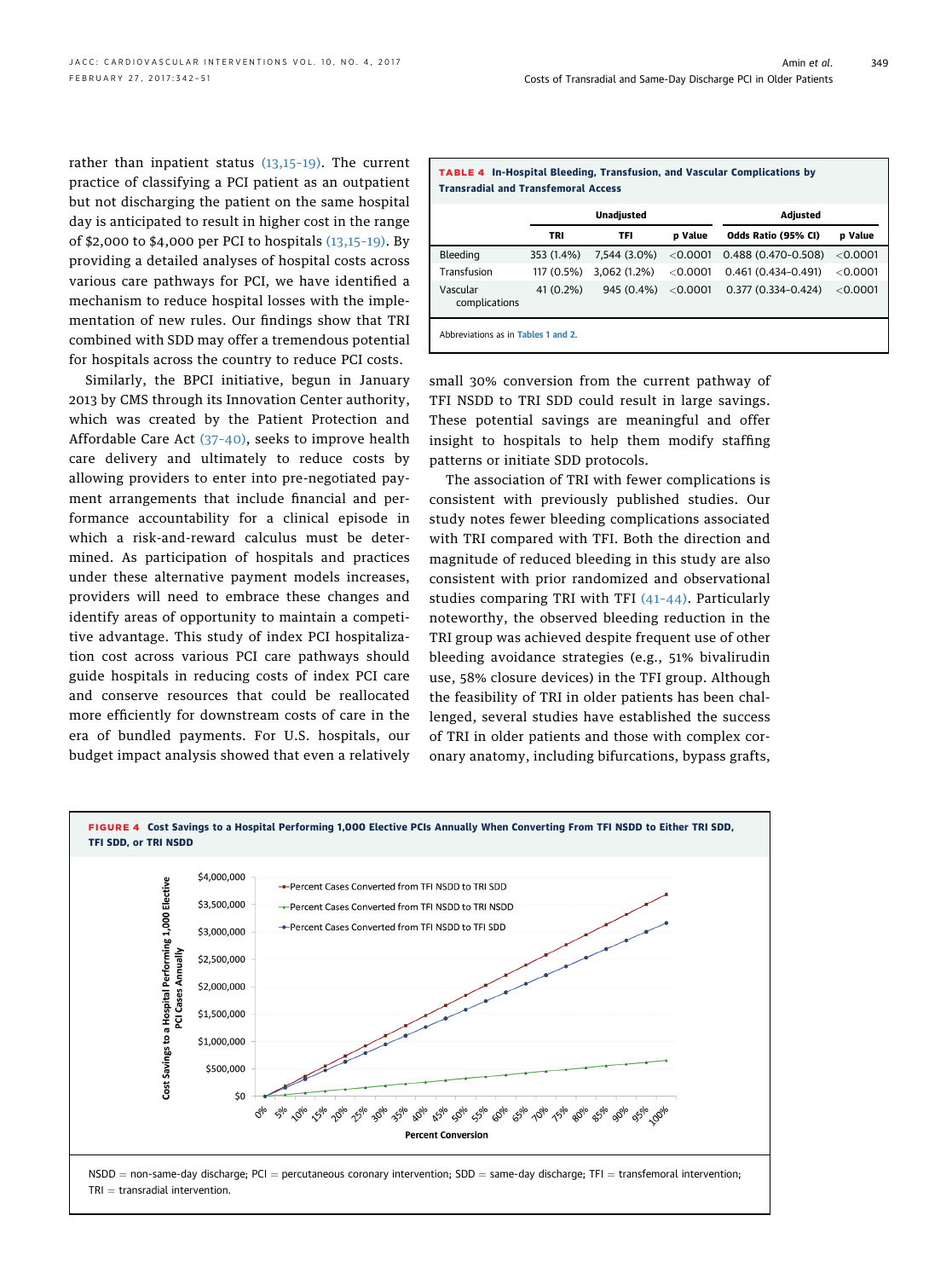rather than inpatient status (13,15–19). The current practice of classifying a PCI patient as an outpatient but not discharging the patient on the same hospital day is anticipated to result in higher cost in the range of $2,000 to $4,000 per PCI to hospitals (13,15–19). By providing a detailed analyses of hospital costs across various care pathways for PCI, we have identified a mechanism to reduce hospital losses with the implementation of new rules. Our findings show that TRI combined with SDD may offer a tremendous potential for hospitals across the country to reduce PCI costs.

Similarly, the BPCI initiative, begun in January 2013 by CMS through its Innovation Center authority, which was created by the Patient Protection and Affordable Care Act (37–40), seeks to improve health care delivery and ultimately to reduce costs by allowing providers to enter into pre-negotiated payment arrangements that include financial and performance accountability for a clinical episode in which a risk-and-reward calculus must be determined. As participation of hospitals and practices under these alternative payment models increases, providers will need to embrace these changes and identify areas of opportunity to maintain a competitive advantage. This study of index PCI hospitalization cost across various PCI care pathways should guide hospitals in reducing costs of index PCI care and conserve resources that could be reallocated more efficiently for downstream costs of care in the era of bundled payments. For U.S. hospitals, our budget impact analysis showed that even a relatively small 30% conversion from the current pathway of TFI NSDD to TRI SDD could result in large savings. These potential savings are meaningful and offer insight to hospitals to help them modify staffing patterns or initiate SDD protocols.

The association of TRI with fewer complications is consistent with previously published studies. Our study notes fewer bleeding complications associated with TRI compared with TFI. Both the direction and magnitude of reduced bleeding in this study are also consistent with prior randomized and observational studies comparing TRI with TFI (41–44). Particularly noteworthy, the observed bleeding reduction in the TRI group was achieved despite frequent use of other bleeding avoidance strategies (e.g., 51% bivalirudin use, 58% closure devices) in the TFI group. Although the feasibility of TRI in older patients has been challenged, several studies have established the success of TRI in older patients and those with complex coronary anatomy, including bifurcations, bypass grafts,

**TABLE 4** In-Hospital Bleeding, Transfusion, and Vascular Complications by Transradial and Transfemoral Access

| | Unadjusted | | | Adjusted | |
|---|---|---|---|---|---|
| | TRI | TFI | p Value | Odds Ratio (95% CI) | p Value |
| Bleeding | 353 (1.4%) | 7,544 (3.0%) | <0.0001 | 0.488 (0.470–0.508) | <0.0001 |
| Transfusion | 117 (0.5%) | 3,062 (1.2%) | <0.0001 | 0.461 (0.434–0.491) | <0.0001 |
| Vascular complications | 41 (0.2%) | 945 (0.4%) | <0.0001 | 0.377 (0.334–0.424) | <0.0001 |

Abbreviations as in Tables 1 and 2.

**FIGURE 4** Cost Savings to a Hospital Performing 1,000 Elective PCIs Annually When Converting From TFI NSDD to Either TRI SDD, TFI SDD, or TRI NSDD

NSDD = non-same-day discharge; PCI = percutaneous coronary intervention; SDD = same-day discharge; TFI = transfemoral intervention; TRI = transradial intervention.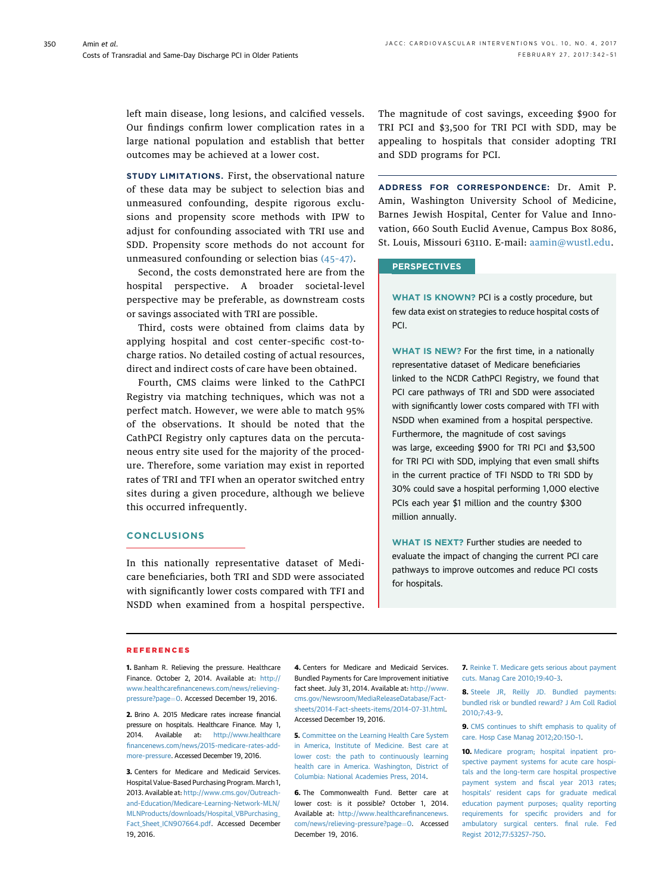left main disease, long lesions, and calcified vessels. Our findings confirm lower complication rates in a large national population and establish that better outcomes may be achieved at a lower cost.

**STUDY LIMITATIONS.** First, the observational nature of these data may be subject to selection bias and unmeasured confounding, despite rigorous exclusions and propensity score methods with IPW to adjust for confounding associated with TRI use and SDD. Propensity score methods do not account for unmeasured confounding or selection bias (45–47).

Second, the costs demonstrated here are from the hospital perspective. A broader societal-level perspective may be preferable, as downstream costs or savings associated with TRI are possible.

Third, costs were obtained from claims data by applying hospital and cost center-specific cost-to-charge ratios. No detailed costing of actual resources, direct and indirect costs of care have been obtained.

Fourth, CMS claims were linked to the CathPCI Registry via matching techniques, which was not a perfect match. However, we were able to match 95% of the observations. It should be noted that the CathPCI Registry only captures data on the percutaneous entry site used for the majority of the procedure. Therefore, some variation may exist in reported rates of TRI and TFI when an operator switched entry sites during a given procedure, although we believe this occurred infrequently.

## CONCLUSIONS

In this nationally representative dataset of Medicare beneficiaries, both TRI and SDD were associated with significantly lower costs compared with TFI and NSDD when examined from a hospital perspective. The magnitude of cost savings, exceeding $900 for TRI PCI and $3,500 for TRI PCI with SDD, may be appealing to hospitals that consider adopting TRI and SDD programs for PCI.

**ADDRESS FOR CORRESPONDENCE:** Dr. Amit P. Amin, Washington University School of Medicine, Barnes Jewish Hospital, Center for Value and Innovation, 660 South Euclid Avenue, Campus Box 8086, St. Louis, Missouri 63110. E-mail: aamin@wustl.edu.

## PERSPECTIVES

**WHAT IS KNOWN?** PCI is a costly procedure, but few data exist on strategies to reduce hospital costs of PCI.

**WHAT IS NEW?** For the first time, in a nationally representative dataset of Medicare beneficiaries linked to the NCDR CathPCI Registry, we found that PCI care pathways of TRI and SDD were associated with significantly lower costs compared with TFI with NSDD when examined from a hospital perspective. Furthermore, the magnitude of cost savings was large, exceeding $900 for TRI PCI and $3,500 for TRI PCI with SDD, implying that even small shifts in the current practice of TFI NSDD to TRI SDD by 30% could save a hospital performing 1,000 elective PCIs each year $1 million and the country $300 million annually.

**WHAT IS NEXT?** Further studies are needed to evaluate the impact of changing the current PCI care pathways to improve outcomes and reduce PCI costs for hospitals.

## REFERENCES

**1.** Banham R. Relieving the pressure. Healthcare Finance. October 2, 2014. Available at: http://www.healthcarefinancenews.com/news/relieving-pressure?page=0. Accessed December 19, 2016.

**2.** Brino A. 2015 Medicare rates increase financial pressure on hospitals. Healthcare Finance. May 1, 2014. Available at: http://www.healthcarefinancenews.com/news/2015-medicare-rates-add-more-pressure. Accessed December 19, 2016.

**3.** Centers for Medicare and Medicaid Services. Hospital Value-Based Purchasing Program. March 1, 2013. Available at: http://www.cms.gov/Outreach-and-Education/Medicare-Learning-Network-MLN/MLNProducts/downloads/Hospital_VBPurchasing_Fact_Sheet_ICN907664.pdf. Accessed December 19, 2016.

**4.** Centers for Medicare and Medicaid Services. Bundled Payments for Care Improvement initiative fact sheet. July 31, 2014. Available at: http://www.cms.gov/Newsroom/MediaReleaseDatabase/Fact-sheets/2014-Fact-sheets-items/2014-07-31.html. Accessed December 19, 2016.

**5.** Committee on the Learning Health Care System in America, Institute of Medicine. Best care at lower cost: the path to continuously learning health care in America. Washington, District of Columbia: National Academies Press, 2014.

**6.** The Commonwealth Fund. Better care at lower cost: is it possible? October 1, 2014. Available at: http://www.healthcarefinancenews.com/news/relieving-pressure?page=0. Accessed December 19, 2016.

**7.** Reinke T. Medicare gets serious about payment cuts. Manag Care 2010;19:40–3.

**8.** Steele JR, Reilly JD. Bundled payments: bundled risk or bundled reward? J Am Coll Radiol 2010;7:43–9.

**9.** CMS continues to shift emphasis to quality of care. Hosp Case Manag 2012;20:150–1.

**10.** Medicare program; hospital inpatient prospective payment systems for acute care hospitals and the long-term care hospital prospective payment system and fiscal year 2013 rates; hospitals' resident caps for graduate medical education payment purposes; quality reporting requirements for specific providers and for ambulatory surgical centers. final rule. Fed Regist 2012;77:53257–750.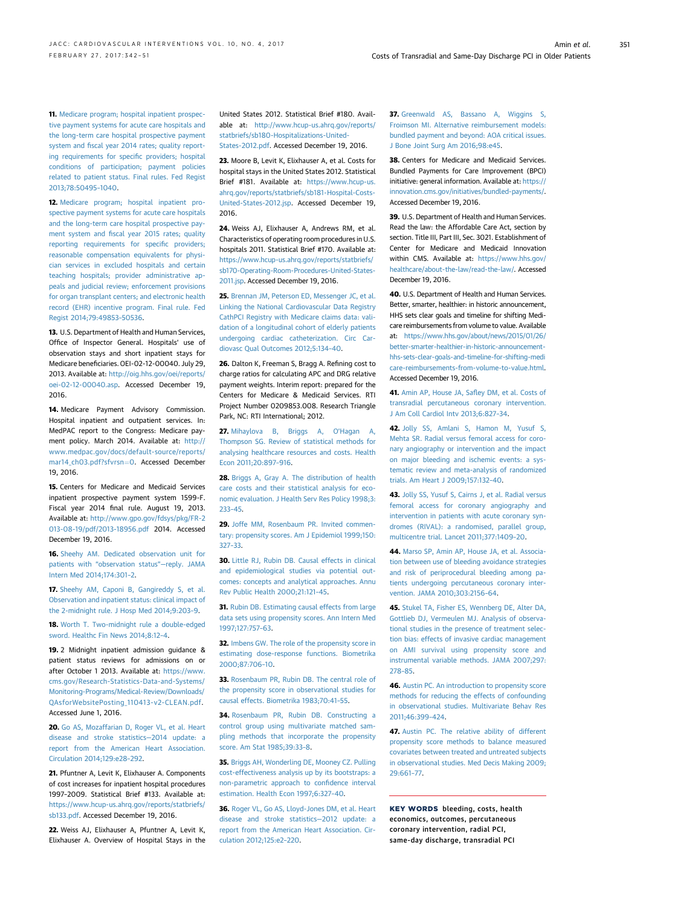**11.** Medicare program; hospital inpatient prospective payment systems for acute care hospitals and the long-term care hospital prospective payment system and fiscal year 2014 rates; quality reporting requirements for specific providers; hospital conditions of participation; payment policies related to patient status. Final rules. Fed Regist 2013;78:50495–1040.

**12.** Medicare program; hospital inpatient prospective payment systems for acute care hospitals and the long-term care hospital prospective payment system and fiscal year 2015 rates; quality reporting requirements for specific providers; reasonable compensation equivalents for physician services in excluded hospitals and certain teaching hospitals; provider administrative appeals and judicial review; enforcement provisions for organ transplant centers; and electronic health record (EHR) incentive program. Final rule. Fed Regist 2014;79:49853–50536.

**13.** U.S. Department of Health and Human Services, Office of Inspector General. Hospitals' use of observation stays and short inpatient stays for Medicare beneficiaries. OEI-02-12-00040. July 29, 2013. Available at: http://oig.hhs.gov/oei/reports/oei-02-12-00040.asp. Accessed December 19, 2016.

**14.** Medicare Payment Advisory Commission. Hospital inpatient and outpatient services. In: MedPAC report to the Congress: Medicare payment policy. March 2014. Available at: http://www.medpac.gov/docs/default-source/reports/mar14_ch03.pdf?sfvrsn=0. Accessed December 19, 2016.

**15.** Centers for Medicare and Medicaid Services inpatient prospective payment system 1599-F. Fiscal year 2014 final rule. August 19, 2013. Available at: http://www.gpo.gov/fdsys/pkg/FR-2013-08-19/pdf/2013-18956.pdf 2014. Accessed December 19, 2016.

**16.** Sheehy AM. Dedicated observation unit for patients with "observation status"—reply. JAMA Intern Med 2014;174:301–2.

**17.** Sheehy AM, Caponi B, Gangireddy S, et al. Observation and inpatient status: clinical impact of the 2-midnight rule. J Hosp Med 2014;9:203–9.

**18.** Worth T. Two-midnight rule a double-edged sword. Healthc Fin News 2014;8:12–4.

**19.** 2 Midnight inpatient admission guidance & patient status reviews for admissions on or after October 1 2013. Available at: https://www.cms.gov/Research-Statistics-Data-and-Systems/Monitoring-Programs/Medical-Review/Downloads/QAsforWebsitePosting_110413-v2-CLEAN.pdf. Accessed June 1, 2016.

**20.** Go AS, Mozaffarian D, Roger VL, et al. Heart disease and stroke statistics—2014 update: a report from the American Heart Association. Circulation 2014;129:e28–292.

**21.** Pfuntner A, Levit K, Elixhauser A. Components of cost increases for inpatient hospital procedures 1997–2009. Statistical Brief #133. Available at: https://www.hcup-us.ahrq.gov/reports/statbriefs/sb133.pdf. Accessed December 19, 2016.

**22.** Weiss AJ, Elixhauser A, Pfuntner A, Levit K, Elixhauser A. Overview of Hospital Stays in the United States 2012. Statistical Brief #180. Available at: http://www.hcup-us.ahrq.gov/reports/statbriefs/sb180-Hospitalizations-United-States-2012.pdf. Accessed December 19, 2016.

**23.** Moore B, Levit K, Elixhauser A, et al. Costs for hospital stays in the United States 2012. Statistical Brief #181. Available at: https://www.hcup-us.ahrq.gov/reports/statbriefs/sb181-Hospital-Costs-United-States-2012.jsp. Accessed December 19, 2016.

**24.** Weiss AJ, Elixhauser A, Andrews RM, et al. Characteristics of operating room procedures in U.S. hospitals 2011. Statistical Brief #170. Available at: https://www.hcup-us.ahrq.gov/reports/statbriefs/sb170-Operating-Room-Procedures-United-States-2011.jsp. Accessed December 19, 2016.

**25.** Brennan JM, Peterson ED, Messenger JC, et al. Linking the National Cardiovascular Data Registry CathPCI Registry with Medicare claims data: validation of a longitudinal cohort of elderly patients undergoing cardiac catheterization. Circ Cardiovasc Qual Outcomes 2012;5:134–40.

**26.** Dalton K, Freeman S, Bragg A. Refining cost to charge ratios for calculating APC and DRG relative payment weights. Interim report: prepared for the Centers for Medicare & Medicaid Services. RTI Project Number 0209853.008. Research Triangle Park, NC: RTI International; 2012.

**27.** Mihaylova B, Briggs A, O'Hagan A, Thompson SG. Review of statistical methods for analysing healthcare resources and costs. Health Econ 2011;20:897–916.

**28.** Briggs A, Gray A. The distribution of health care costs and their statistical analysis for economic evaluation. J Health Serv Res Policy 1998;3:233–45.

**29.** Joffe MM, Rosenbaum PR. Invited commentary: propensity scores. Am J Epidemiol 1999;150:327–33.

**30.** Little RJ, Rubin DB. Causal effects in clinical and epidemiological studies via potential outcomes: concepts and analytical approaches. Annu Rev Public Health 2000;21:121–45.

**31.** Rubin DB. Estimating causal effects from large data sets using propensity scores. Ann Intern Med 1997;127:757–63.

**32.** Imbens GW. The role of the propensity score in estimating dose-response functions. Biometrika 2000;87:706–10.

**33.** Rosenbaum PR, Rubin DB. The central role of the propensity score in observational studies for causal effects. Biometrika 1983;70:41–55.

**34.** Rosenbaum PR, Rubin DB. Constructing a control group using multivariate matched sampling methods that incorporate the propensity score. Am Stat 1985;39:33–8.

**35.** Briggs AH, Wonderling DE, Mooney CZ. Pulling cost-effectiveness analysis up by its bootstraps: a non-parametric approach to confidence interval estimation. Health Econ 1997;6:327–40.

**36.** Roger VL, Go AS, Lloyd-Jones DM, et al. Heart disease and stroke statistics—2012 update: a report from the American Heart Association. Circulation 2012;125:e2–220.

**37.** Greenwald AS, Bassano A, Wiggins S, Froimson MI. Alternative reimbursement models: bundled payment and beyond: AOA critical issues. J Bone Joint Surg Am 2016;98:e45.

**38.** Centers for Medicare and Medicaid Services. Bundled Payments for Care Improvement (BPCI) initiative: general information. Available at: https://innovation.cms.gov/initiatives/bundled-payments/. Accessed December 19, 2016.

**39.** U.S. Department of Health and Human Services. Read the law: the Affordable Care Act, section by section. Title III, Part III, Sec. 3021. Establishment of Center for Medicare and Medicaid Innovation within CMS. Available at: https://www.hhs.gov/healthcare/about-the-law/read-the-law/. Accessed December 19, 2016.

**40.** U.S. Department of Health and Human Services. Better, smarter, healthier: in historic announcement, HHS sets clear goals and timeline for shifting Medicare reimbursements from volume to value. Available at: https://www.hhs.gov/about/news/2015/01/26/better-smarter-healthier-in-historic-announcement-hhs-sets-clear-goals-and-timeline-for-shifting-medicare-reimbursements-from-volume-to-value.html. Accessed December 19, 2016.

**41.** Amin AP, House JA, Safley DM, et al. Costs of transradial percutaneous coronary intervention. J Am Coll Cardiol Intv 2013;6:827–34.

**42.** Jolly SS, Amlani S, Hamon M, Yusuf S, Mehta SR. Radial versus femoral access for coronary angiography or intervention and the impact on major bleeding and ischemic events: a systematic review and meta-analysis of randomized trials. Am Heart J 2009;157:132–40.

**43.** Jolly SS, Yusuf S, Cairns J, et al. Radial versus femoral access for coronary angiography and intervention in patients with acute coronary syndromes (RIVAL): a randomised, parallel group, multicentre trial. Lancet 2011;377:1409–20.

**44.** Marso SP, Amin AP, House JA, et al. Association between use of bleeding avoidance strategies and risk of periprocedural bleeding among patients undergoing percutaneous coronary intervention. JAMA 2010;303:2156–64.

**45.** Stukel TA, Fisher ES, Wennberg DE, Alter DA, Gottlieb DJ, Vermeulen MJ. Analysis of observational studies in the presence of treatment selection bias: effects of invasive cardiac management on AMI survival using propensity score and instrumental variable methods. JAMA 2007;297:278–85.

**46.** Austin PC. An introduction to propensity score methods for reducing the effects of confounding in observational studies. Multivariate Behav Res 2011;46:399–424.

**47.** Austin PC. The relative ability of different propensity score methods to balance measured covariates between treated and untreated subjects in observational studies. Med Decis Making 2009;29:661–77.

---

**KEY WORDS** bleeding, costs, health economics, outcomes, percutaneous coronary intervention, radial PCI, same-day discharge, transradial PCI